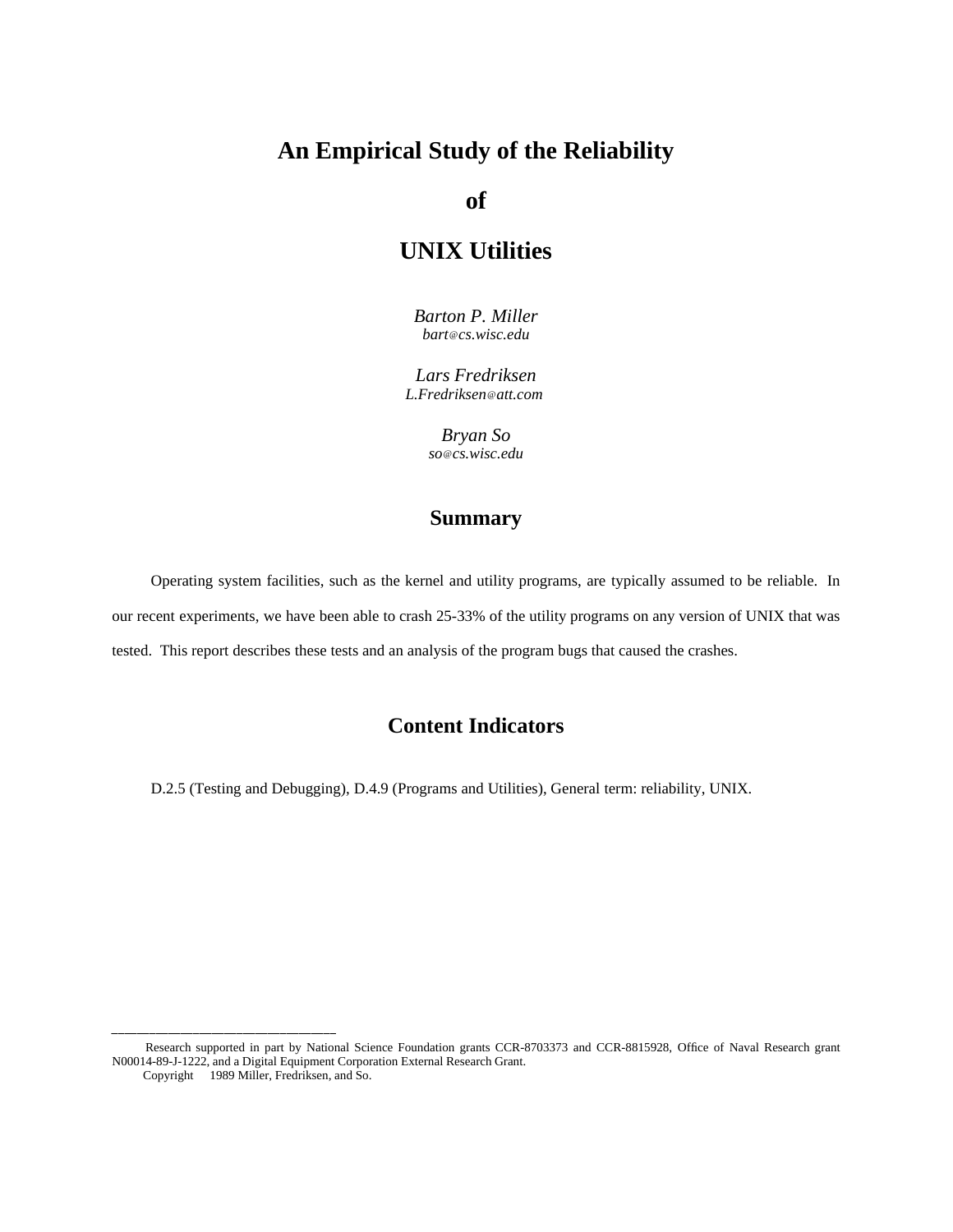# An Empirical Study of the Reliability of UNIX Utilities

*Barton P. Miller*
*bart@cs.wisc.edu*

*Lars Fredriksen*
*L.Fredriksen@att.com*

*Bryan So*
*so@cs.wisc.edu*

## Summary

Operating system facilities, such as the kernel and utility programs, are typically assumed to be reliable. In our recent experiments, we have been able to crash 25-33% of the utility programs on any version of UNIX that was tested. This report describes these tests and an analysis of the program bugs that caused the crashes.

## Content Indicators

D.2.5 (Testing and Debugging), D.4.9 (Programs and Utilities), General term: reliability, UNIX.

---

Research supported in part by National Science Foundation grants CCR-8703373 and CCR-8815928, Office of Naval Research grant N00014-89-J-1222, and a Digital Equipment Corporation External Research Grant.

Copyright 1989 Miller, Fredriksen, and So.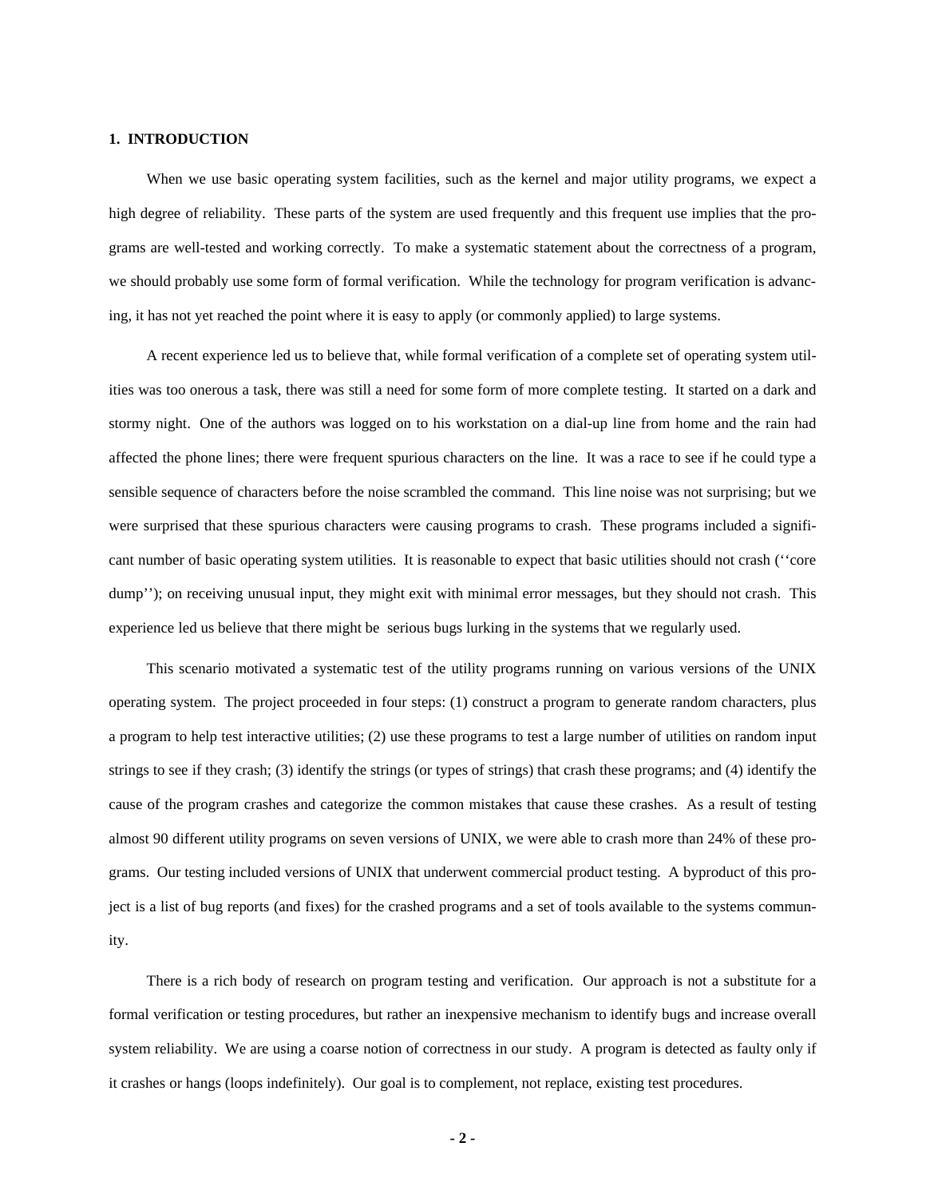## 1. INTRODUCTION

When we use basic operating system facilities, such as the kernel and major utility programs, we expect a high degree of reliability. These parts of the system are used frequently and this frequent use implies that the programs are well-tested and working correctly. To make a systematic statement about the correctness of a program, we should probably use some form of formal verification. While the technology for program verification is advancing, it has not yet reached the point where it is easy to apply (or commonly applied) to large systems.

A recent experience led us to believe that, while formal verification of a complete set of operating system utilities was too onerous a task, there was still a need for some form of more complete testing. It started on a dark and stormy night. One of the authors was logged on to his workstation on a dial-up line from home and the rain had affected the phone lines; there were frequent spurious characters on the line. It was a race to see if he could type a sensible sequence of characters before the noise scrambled the command. This line noise was not surprising; but we were surprised that these spurious characters were causing programs to crash. These programs included a significant number of basic operating system utilities. It is reasonable to expect that basic utilities should not crash (''core dump''); on receiving unusual input, they might exit with minimal error messages, but they should not crash. This experience led us believe that there might be serious bugs lurking in the systems that we regularly used.

This scenario motivated a systematic test of the utility programs running on various versions of the UNIX operating system. The project proceeded in four steps: (1) construct a program to generate random characters, plus a program to help test interactive utilities; (2) use these programs to test a large number of utilities on random input strings to see if they crash; (3) identify the strings (or types of strings) that crash these programs; and (4) identify the cause of the program crashes and categorize the common mistakes that cause these crashes. As a result of testing almost 90 different utility programs on seven versions of UNIX, we were able to crash more than 24% of these programs. Our testing included versions of UNIX that underwent commercial product testing. A byproduct of this project is a list of bug reports (and fixes) for the crashed programs and a set of tools available to the systems community.

There is a rich body of research on program testing and verification. Our approach is not a substitute for a formal verification or testing procedures, but rather an inexpensive mechanism to identify bugs and increase overall system reliability. We are using a coarse notion of correctness in our study. A program is detected as faulty only if it crashes or hangs (loops indefinitely). Our goal is to complement, not replace, existing test procedures.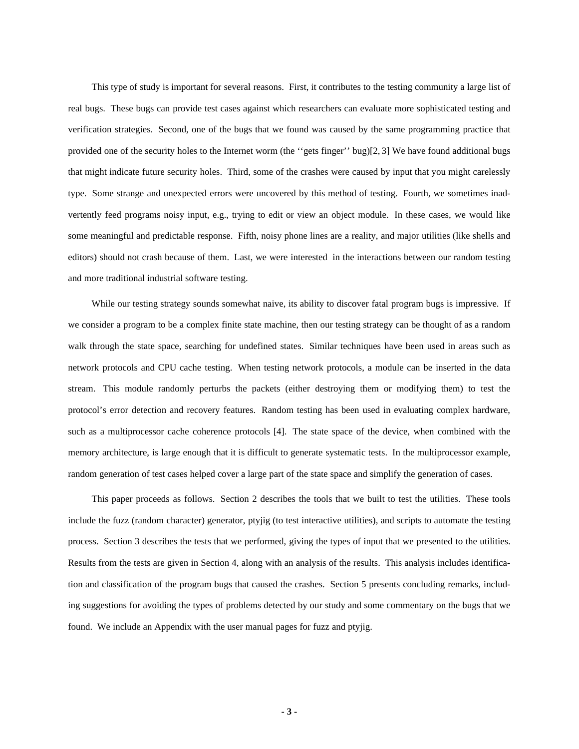This type of study is important for several reasons. First, it contributes to the testing community a large list of real bugs. These bugs can provide test cases against which researchers can evaluate more sophisticated testing and verification strategies. Second, one of the bugs that we found was caused by the same programming practice that provided one of the security holes to the Internet worm (the ''gets finger'' bug)[2, 3] We have found additional bugs that might indicate future security holes. Third, some of the crashes were caused by input that you might carelessly type. Some strange and unexpected errors were uncovered by this method of testing. Fourth, we sometimes inadvertently feed programs noisy input, e.g., trying to edit or view an object module. In these cases, we would like some meaningful and predictable response. Fifth, noisy phone lines are a reality, and major utilities (like shells and editors) should not crash because of them. Last, we were interested in the interactions between our random testing and more traditional industrial software testing.

While our testing strategy sounds somewhat naive, its ability to discover fatal program bugs is impressive. If we consider a program to be a complex finite state machine, then our testing strategy can be thought of as a random walk through the state space, searching for undefined states. Similar techniques have been used in areas such as network protocols and CPU cache testing. When testing network protocols, a module can be inserted in the data stream. This module randomly perturbs the packets (either destroying them or modifying them) to test the protocol's error detection and recovery features. Random testing has been used in evaluating complex hardware, such as a multiprocessor cache coherence protocols [4]. The state space of the device, when combined with the memory architecture, is large enough that it is difficult to generate systematic tests. In the multiprocessor example, random generation of test cases helped cover a large part of the state space and simplify the generation of cases.

This paper proceeds as follows. Section 2 describes the tools that we built to test the utilities. These tools include the fuzz (random character) generator, ptyjig (to test interactive utilities), and scripts to automate the testing process. Section 3 describes the tests that we performed, giving the types of input that we presented to the utilities. Results from the tests are given in Section 4, along with an analysis of the results. This analysis includes identification and classification of the program bugs that caused the crashes. Section 5 presents concluding remarks, including suggestions for avoiding the types of problems detected by our study and some commentary on the bugs that we found. We include an Appendix with the user manual pages for fuzz and ptyjig.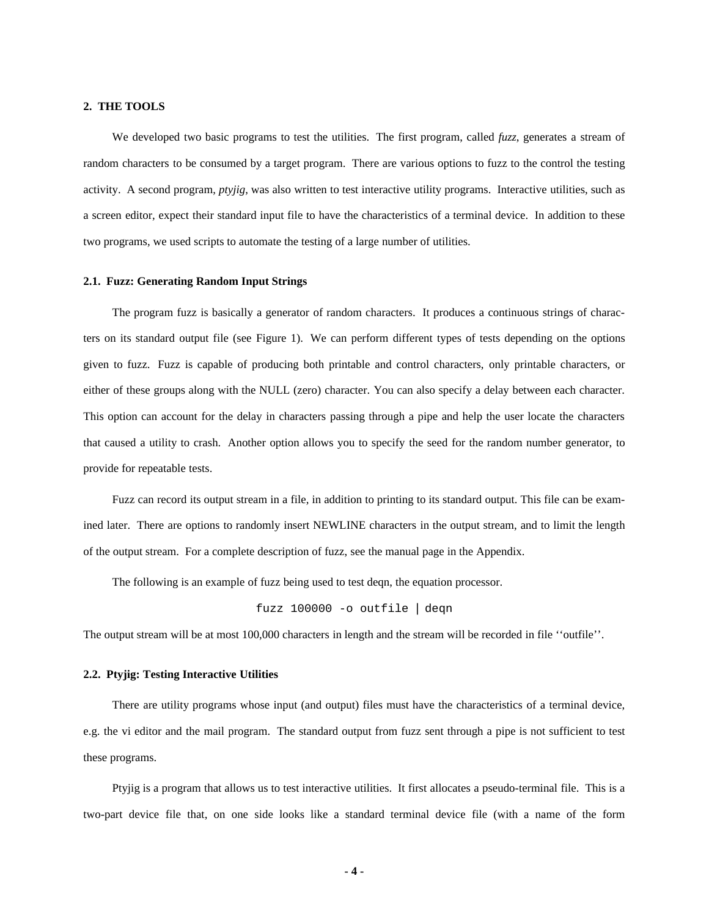## 2. THE TOOLS

We developed two basic programs to test the utilities. The first program, called *fuzz*, generates a stream of random characters to be consumed by a target program. There are various options to fuzz to the control the testing activity. A second program, *ptyjig*, was also written to test interactive utility programs. Interactive utilities, such as a screen editor, expect their standard input file to have the characteristics of a terminal device. In addition to these two programs, we used scripts to automate the testing of a large number of utilities.

### 2.1. Fuzz: Generating Random Input Strings

The program fuzz is basically a generator of random characters. It produces a continuous strings of characters on its standard output file (see Figure 1). We can perform different types of tests depending on the options given to fuzz. Fuzz is capable of producing both printable and control characters, only printable characters, or either of these groups along with the NULL (zero) character. You can also specify a delay between each character. This option can account for the delay in characters passing through a pipe and help the user locate the characters that caused a utility to crash. Another option allows you to specify the seed for the random number generator, to provide for repeatable tests.

Fuzz can record its output stream in a file, in addition to printing to its standard output. This file can be examined later. There are options to randomly insert NEWLINE characters in the output stream, and to limit the length of the output stream. For a complete description of fuzz, see the manual page in the Appendix.

The following is an example of fuzz being used to test deqn, the equation processor.

```
fuzz 100000 -o outfile | deqn
```

The output stream will be at most 100,000 characters in length and the stream will be recorded in file ‘‘outfile’’.

### 2.2. Ptyjig: Testing Interactive Utilities

There are utility programs whose input (and output) files must have the characteristics of a terminal device, e.g. the vi editor and the mail program. The standard output from fuzz sent through a pipe is not sufficient to test these programs.

Ptyjig is a program that allows us to test interactive utilities. It first allocates a pseudo-terminal file. This is a two-part device file that, on one side looks like a standard terminal device file (with a name of the form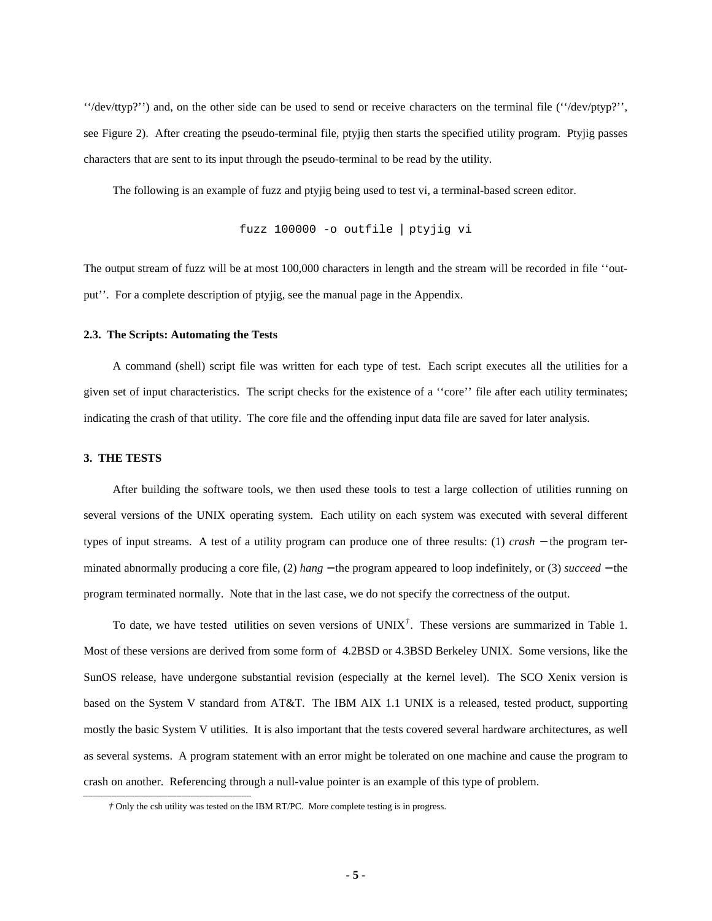''/dev/ttyp?'') and, on the other side can be used to send or receive characters on the terminal file (''/dev/ptyp?'', see Figure 2). After creating the pseudo-terminal file, ptyjig then starts the specified utility program. Ptyjig passes characters that are sent to its input through the pseudo-terminal to be read by the utility.

The following is an example of fuzz and ptyjig being used to test vi, a terminal-based screen editor.

```
fuzz 100000 -o outfile | ptyjig vi
```

The output stream of fuzz will be at most 100,000 characters in length and the stream will be recorded in file ''output''. For a complete description of ptyjig, see the manual page in the Appendix.

### 2.3. The Scripts: Automating the Tests

A command (shell) script file was written for each type of test. Each script executes all the utilities for a given set of input characteristics. The script checks for the existence of a ''core'' file after each utility terminates; indicating the crash of that utility. The core file and the offending input data file are saved for later analysis.

## 3. THE TESTS

After building the software tools, we then used these tools to test a large collection of utilities running on several versions of the UNIX operating system. Each utility on each system was executed with several different types of input streams. A test of a utility program can produce one of three results: (1) *crash* − the program terminated abnormally producing a core file, (2) *hang* − the program appeared to loop indefinitely, or (3) *succeed* − the program terminated normally. Note that in the last case, we do not specify the correctness of the output.

To date, we have tested utilities on seven versions of UNIX†. These versions are summarized in Table 1. Most of these versions are derived from some form of 4.2BSD or 4.3BSD Berkeley UNIX. Some versions, like the SunOS release, have undergone substantial revision (especially at the kernel level). The SCO Xenix version is based on the System V standard from AT&T. The IBM AIX 1.1 UNIX is a released, tested product, supporting mostly the basic System V utilities. It is also important that the tests covered several hardware architectures, as well as several systems. A program statement with an error might be tolerated on one machine and cause the program to crash on another. Referencing through a null-value pointer is an example of this type of problem.

† Only the csh utility was tested on the IBM RT/PC. More complete testing is in progress.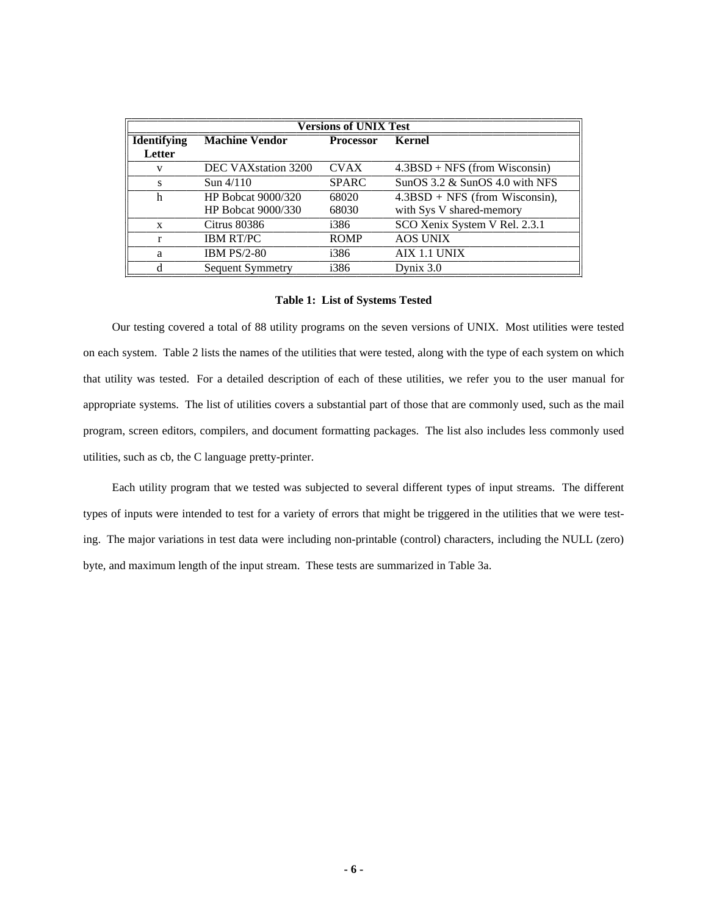| Versions of UNIX Test | | | |
|---|---|---|---|
| **Identifying Letter** | **Machine Vendor** | **Processor** | **Kernel** |
| v | DEC VAXstation 3200 | CVAX | 4.3BSD + NFS (from Wisconsin) |
| s | Sun 4/110 | SPARC | SunOS 3.2 & SunOS 4.0 with NFS |
| h | HP Bobcat 9000/320<br>HP Bobcat 9000/330 | 68020<br>68030 | 4.3BSD + NFS (from Wisconsin), with Sys V shared-memory |
| x | Citrus 80386 | i386 | SCO Xenix System V Rel. 2.3.1 |
| r | IBM RT/PC | ROMP | AOS UNIX |
| a | IBM PS/2-80 | i386 | AIX 1.1 UNIX |
| d | Sequent Symmetry | i386 | Dynix 3.0 |

**Table 1: List of Systems Tested**

Our testing covered a total of 88 utility programs on the seven versions of UNIX. Most utilities were tested on each system. Table 2 lists the names of the utilities that were tested, along with the type of each system on which that utility was tested. For a detailed description of each of these utilities, we refer you to the user manual for appropriate systems. The list of utilities covers a substantial part of those that are commonly used, such as the mail program, screen editors, compilers, and document formatting packages. The list also includes less commonly used utilities, such as cb, the C language pretty-printer.

Each utility program that we tested was subjected to several different types of input streams. The different types of inputs were intended to test for a variety of errors that might be triggered in the utilities that we were testing. The major variations in test data were including non-printable (control) characters, including the NULL (zero) byte, and maximum length of the input stream. These tests are summarized in Table 3a.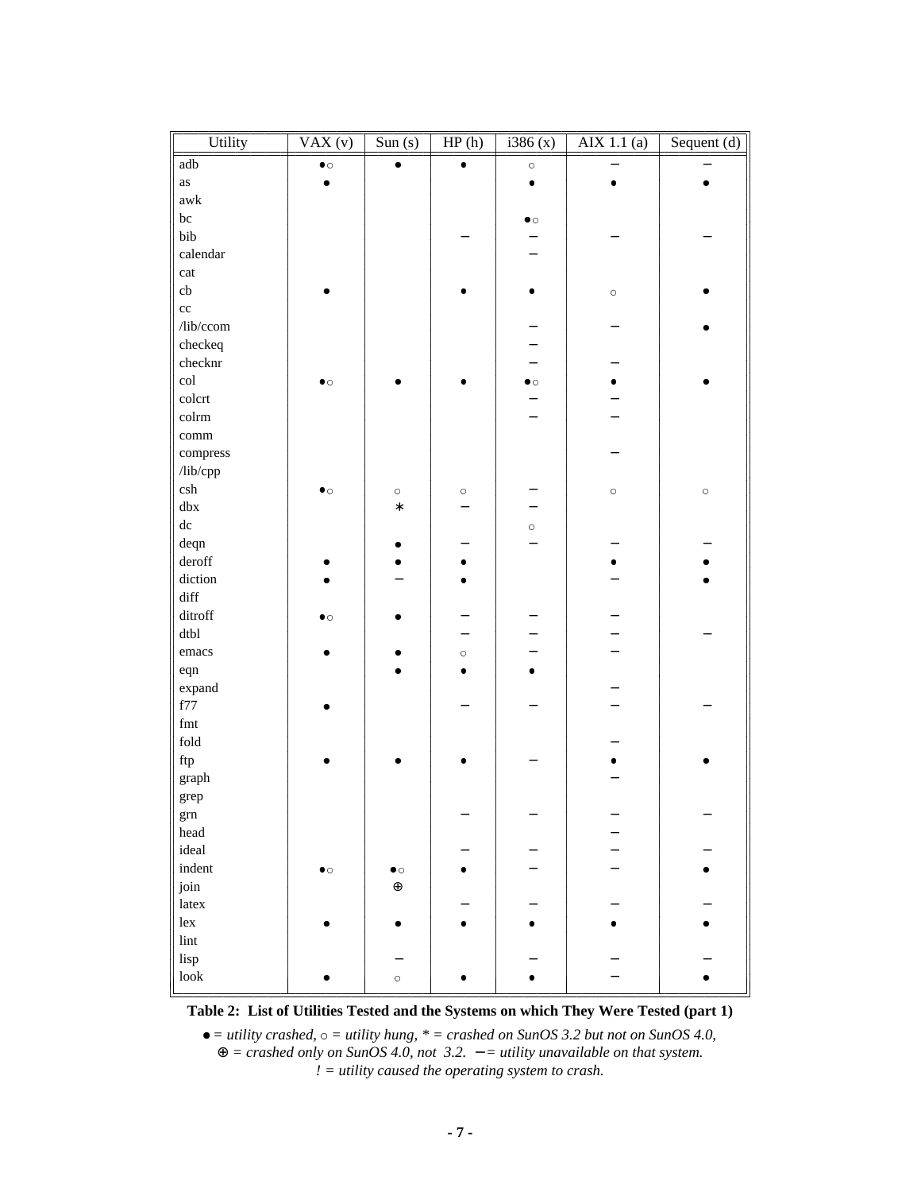| Utility | VAX (v) | Sun (s) | HP (h) | i386 (x) | AIX 1.1 (a) | Sequent (d) |
|---|---|---|---|---|---|---|
| adb | ●○ | ● | ● | ○ | − | − |
| as | ● | | | ● | ● | ● |
| awk | | | | | | |
| bc | | | | ●○ | | |
| bib | | | − | − | − | − |
| calendar | | | | − | | |
| cat | | | | | | |
| cb | ● | | ● | ● | ○ | ● |
| cc | | | | | | |
| /lib/ccom | | | | − | − | ● |
| checkeq | | | | − | | |
| checknr | | | | − | − | |
| col | ●○ | ● | ● | ●○ | ● | ● |
| colcrt | | | | − | − | |
| colrm | | | | − | − | |
| comm | | | | | | |
| compress | | | | | − | |
| /lib/cpp | | | | | | |
| csh | ●○ | ○ | ○ | − | ○ | ○ |
| dbx | | * | − | − | | |
| dc | | | | ○ | | |
| deqn | | ● | − | − | − | − |
| deroff | ● | ● | ● | | ● | ● |
| diction | ● | − | ● | | − | ● |
| diff | | | | | | |
| ditroff | ●○ | ● | − | − | − | |
| dtbl | | | − | − | − | − |
| emacs | ● | ● | ○ | − | − | |
| eqn | | ● | ● | ● | | |
| expand | | | | | − | |
| f77 | ● | | − | − | − | − |
| fmt | | | | | | |
| fold | | | | | − | |
| ftp | ● | ● | ● | − | ● | ● |
| graph | | | | | − | |
| grep | | | | | | |
| grn | | | − | − | − | − |
| head | | | | | − | |
| ideal | | | − | − | − | − |
| indent | ●○ | ●○ | ● | − | − | ● |
| join | | ⊕ | | | | |
| latex | | | − | − | − | − |
| lex | ● | ● | ● | ● | ● | ● |
| lint | | | | | | |
| lisp | | − | | − | − | − |
| look | ● | ○ | ● | ● | − | ● |

**Table 2: List of Utilities Tested and the Systems on which They Were Tested (part 1)**

● = *utility crashed,* ○ = *utility hung,* * = *crashed on SunOS 3.2 but not on SunOS 4.0,*
⊕ = *crashed only on SunOS 4.0, not 3.2.* − = *utility unavailable on that system.*
*! = utility caused the operating system to crash.*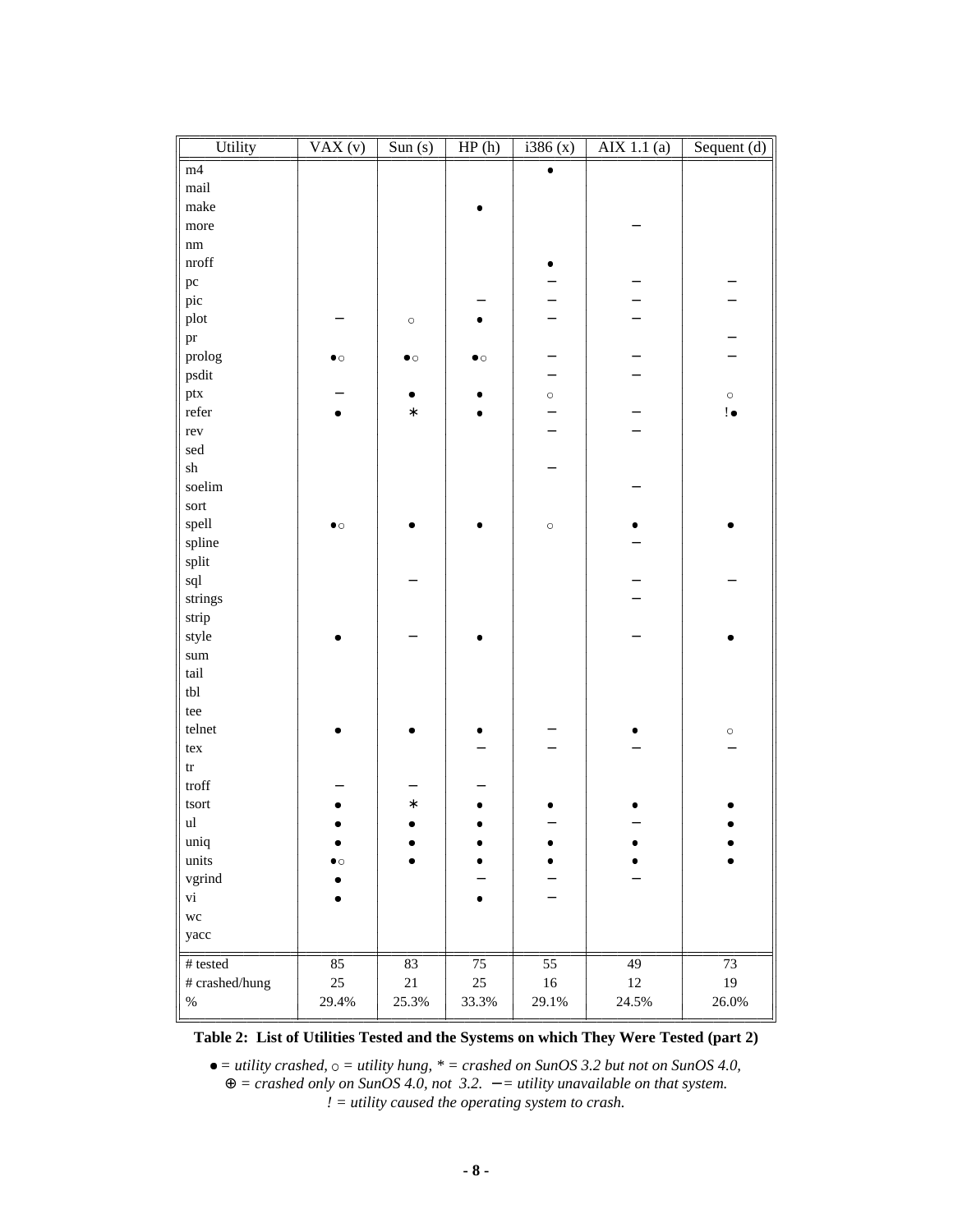| Utility | VAX (v) | Sun (s) | HP (h) | i386 (x) | AIX 1.1 (a) | Sequent (d) |
|---|---|---|---|---|---|---|
| m4 | | | | • | | |
| mail | | | | | | |
| make | | | • | | | |
| more | | | | | − | |
| nm | | | | | | |
| nroff | | | | • | | |
| pc | | | | − | − | − |
| pic | | | − | − | − | − |
| plot | − | ○ | • | − | − | |
| pr | | | | | | − |
| prolog | •○ | •○ | •○ | − | − | − |
| psdit | | | | − | − | |
| ptx | − | • | • | ○ | | ○ |
| refer | • | * | • | − | − | !• |
| rev | | | | − | − | |
| sed | | | | | | |
| sh | | | | − | | |
| soelim | | | | | − | |
| sort | | | | | | |
| spell | •○ | • | • | ○ | • | • |
| spline | | | | | − | |
| split | | | | | | |
| sql | | − | | | − | − |
| strings | | | | | − | |
| strip | | | | | | |
| style | • | − | • | | − | • |
| sum | | | | | | |
| tail | | | | | | |
| tbl | | | | | | |
| tee | | | | | | |
| telnet | • | • | • | − | • | ○ |
| tex | | | − | − | − | − |
| tr | | | | | | |
| troff | − | − | − | | | |
| tsort | • | * | • | • | • | • |
| ul | • | • | • | − | − | • |
| uniq | • | • | • | • | • | • |
| units | •○ | • | • | • | • | • |
| vgrind | • | | − | − | − | |
| vi | • | | • | − | | |
| wc | | | | | | |
| yacc | | | | | | |
| # tested | 85 | 83 | 75 | 55 | 49 | 73 |
| # crashed/hung | 25 | 21 | 25 | 16 | 12 | 19 |
| % | 29.4% | 25.3% | 33.3% | 29.1% | 24.5% | 26.0% |

**Table 2: List of Utilities Tested and the Systems on which They Were Tested (part 2)**

*• = utility crashed, ○ = utility hung, * = crashed on SunOS 3.2 but not on SunOS 4.0, ⊕ = crashed only on SunOS 4.0, not 3.2. − = utility unavailable on that system. ! = utility caused the operating system to crash.*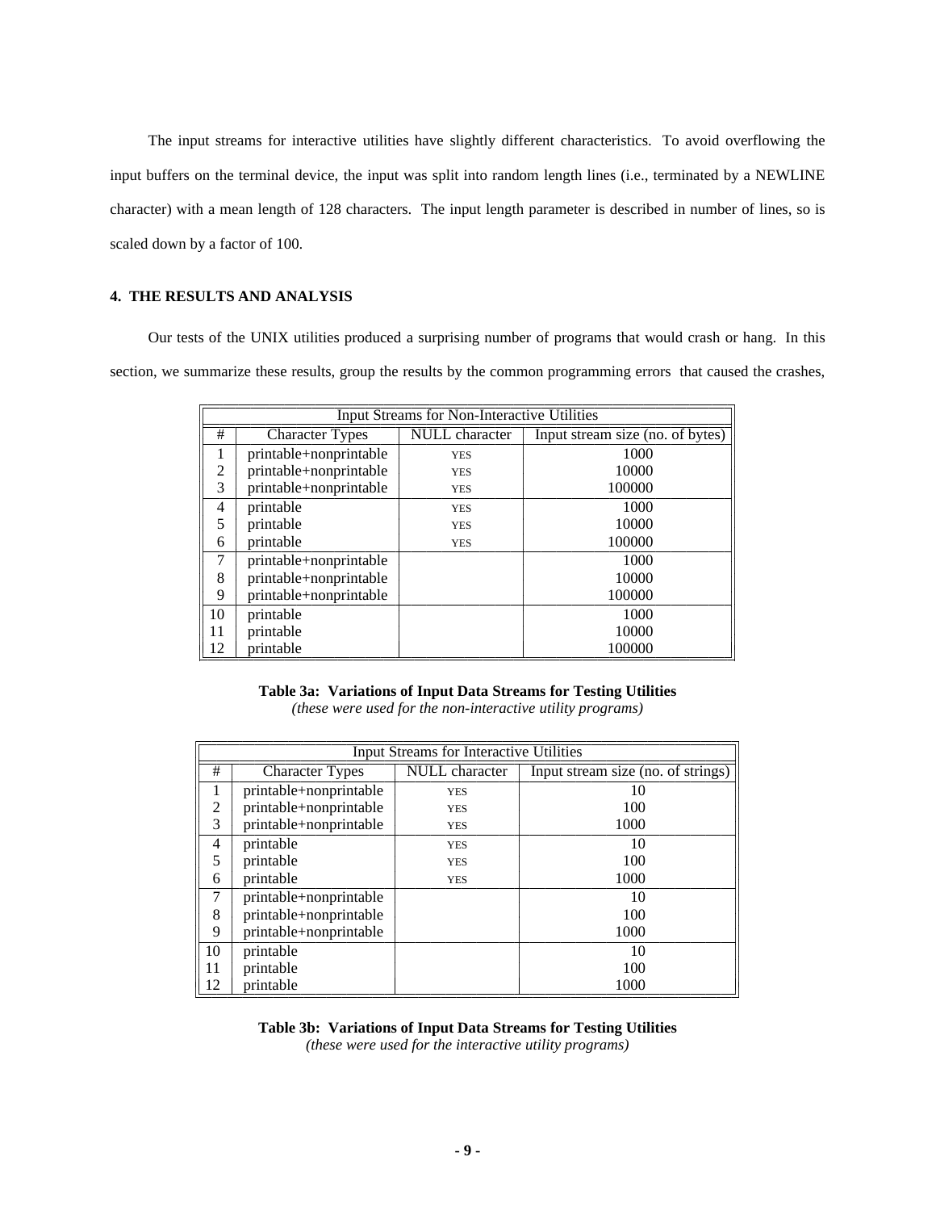The input streams for interactive utilities have slightly different characteristics. To avoid overflowing the input buffers on the terminal device, the input was split into random length lines (i.e., terminated by a NEWLINE character) with a mean length of 128 characters. The input length parameter is described in number of lines, so is scaled down by a factor of 100.

## 4. THE RESULTS AND ANALYSIS

Our tests of the UNIX utilities produced a surprising number of programs that would crash or hang. In this section, we summarize these results, group the results by the common programming errors that caused the crashes,

| Input Streams for Non-Interactive Utilities | | | |
|---|---|---|---|
| # | Character Types | NULL character | Input stream size (no. of bytes) |
| 1 | printable+nonprintable | YES | 1000 |
| 2 | printable+nonprintable | YES | 10000 |
| 3 | printable+nonprintable | YES | 100000 |
| 4 | printable | YES | 1000 |
| 5 | printable | YES | 10000 |
| 6 | printable | YES | 100000 |
| 7 | printable+nonprintable | | 1000 |
| 8 | printable+nonprintable | | 10000 |
| 9 | printable+nonprintable | | 100000 |
| 10 | printable | | 1000 |
| 11 | printable | | 10000 |
| 12 | printable | | 100000 |

**Table 3a: Variations of Input Data Streams for Testing Utilities**
*(these were used for the non-interactive utility programs)*

| Input Streams for Interactive Utilities | | | |
|---|---|---|---|
| # | Character Types | NULL character | Input stream size (no. of strings) |
| 1 | printable+nonprintable | YES | 10 |
| 2 | printable+nonprintable | YES | 100 |
| 3 | printable+nonprintable | YES | 1000 |
| 4 | printable | YES | 10 |
| 5 | printable | YES | 100 |
| 6 | printable | YES | 1000 |
| 7 | printable+nonprintable | | 10 |
| 8 | printable+nonprintable | | 100 |
| 9 | printable+nonprintable | | 1000 |
| 10 | printable | | 10 |
| 11 | printable | | 100 |
| 12 | printable | | 1000 |

**Table 3b: Variations of Input Data Streams for Testing Utilities**
*(these were used for the interactive utility programs)*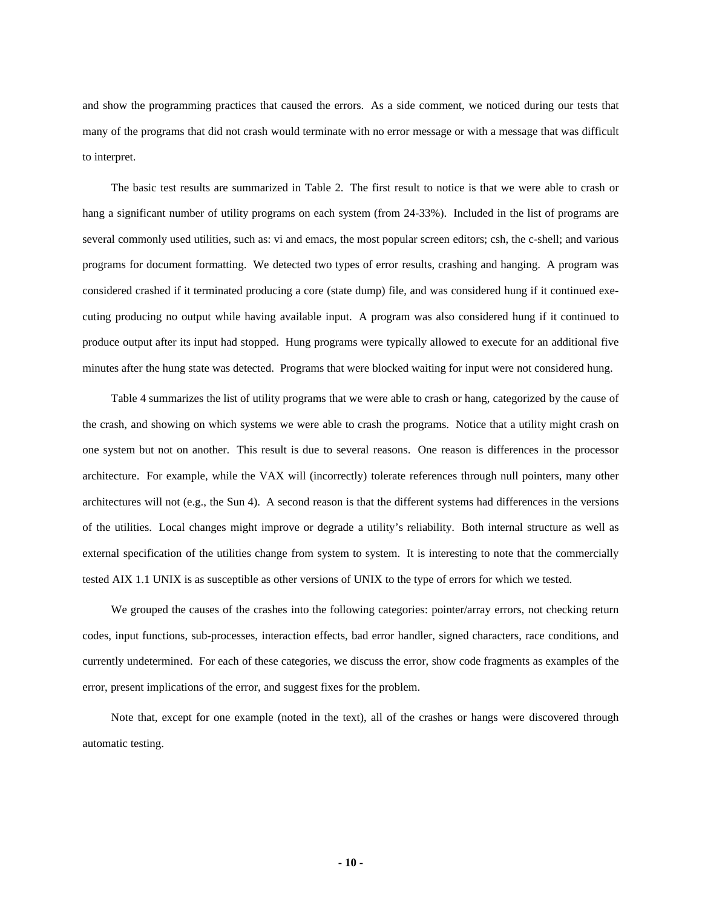and show the programming practices that caused the errors. As a side comment, we noticed during our tests that many of the programs that did not crash would terminate with no error message or with a message that was difficult to interpret.

The basic test results are summarized in Table 2. The first result to notice is that we were able to crash or hang a significant number of utility programs on each system (from 24-33%). Included in the list of programs are several commonly used utilities, such as: vi and emacs, the most popular screen editors; csh, the c-shell; and various programs for document formatting. We detected two types of error results, crashing and hanging. A program was considered crashed if it terminated producing a core (state dump) file, and was considered hung if it continued executing producing no output while having available input. A program was also considered hung if it continued to produce output after its input had stopped. Hung programs were typically allowed to execute for an additional five minutes after the hung state was detected. Programs that were blocked waiting for input were not considered hung.

Table 4 summarizes the list of utility programs that we were able to crash or hang, categorized by the cause of the crash, and showing on which systems we were able to crash the programs. Notice that a utility might crash on one system but not on another. This result is due to several reasons. One reason is differences in the processor architecture. For example, while the VAX will (incorrectly) tolerate references through null pointers, many other architectures will not (e.g., the Sun 4). A second reason is that the different systems had differences in the versions of the utilities. Local changes might improve or degrade a utility's reliability. Both internal structure as well as external specification of the utilities change from system to system. It is interesting to note that the commercially tested AIX 1.1 UNIX is as susceptible as other versions of UNIX to the type of errors for which we tested.

We grouped the causes of the crashes into the following categories: pointer/array errors, not checking return codes, input functions, sub-processes, interaction effects, bad error handler, signed characters, race conditions, and currently undetermined. For each of these categories, we discuss the error, show code fragments as examples of the error, present implications of the error, and suggest fixes for the problem.

Note that, except for one example (noted in the text), all of the crashes or hangs were discovered through automatic testing.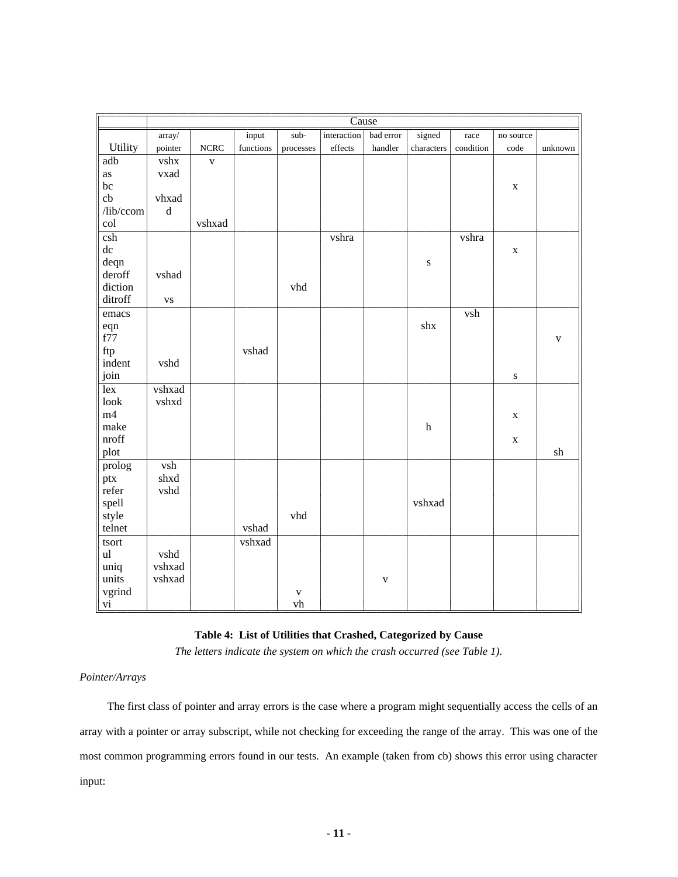| Utility | array/ pointer | NCRC | input functions | sub- processes | interaction effects | bad error handler | signed characters | race condition | no source code | unknown |
|---|---|---|---|---|---|---|---|---|---|---|
| | Cause | | | | | | | | | |
| adb | vshx | v | | | | | | | | |
| as | vxad | | | | | | | | | |
| bc | | | | | | | | | x | |
| cb | vhxad | | | | | | | | | |
| /lib/ccom | d | | | | | | | | | |
| col | | vshxad | | | | | | | | |
| csh | | | | | vshra | | | vshra | | |
| dc | | | | | | | | | x | |
| deqn | | | | | | | s | | | |
| deroff | vshad | | | | | | | | | |
| diction | | | | vhd | | | | | | |
| ditroff | vs | | | | | | | | | |
| emacs | | | | | | | | vsh | | |
| eqn | | | | | | | shx | | | |
| f77 | | | | | | | | | | v |
| ftp | | | vshad | | | | | | | |
| indent | vshd | | | | | | | | | |
| join | | | | | | | | | s | |
| lex | vshxad | | | | | | | | | |
| look | vshxd | | | | | | | | | |
| m4 | | | | | | | | | x | |
| make | | | | | | | h | | | |
| nroff | | | | | | | | | x | |
| plot | | | | | | | | | | sh |
| prolog | vsh | | | | | | | | | |
| ptx | shxd | | | | | | | | | |
| refer | vshd | | | | | | | | | |
| spell | | | | | | | vshxad | | | |
| style | | | | vhd | | | | | | |
| telnet | | | vshad | | | | | | | |
| tsort | | | vshxad | | | | | | | |
| ul | vshd | | | | | | | | | |
| uniq | vshxad | | | | | | | | | |
| units | vshxad | | | | | v | | | | |
| vgrind | | | | v | | | | | | |
| vi | | | | vh | | | | | | |

**Table 4: List of Utilities that Crashed, Categorized by Cause**

*The letters indicate the system on which the crash occurred (see Table 1).*

*Pointer/Arrays*

The first class of pointer and array errors is the case where a program might sequentially access the cells of an array with a pointer or array subscript, while not checking for exceeding the range of the array. This was one of the most common programming errors found in our tests. An example (taken from cb) shows this error using character input: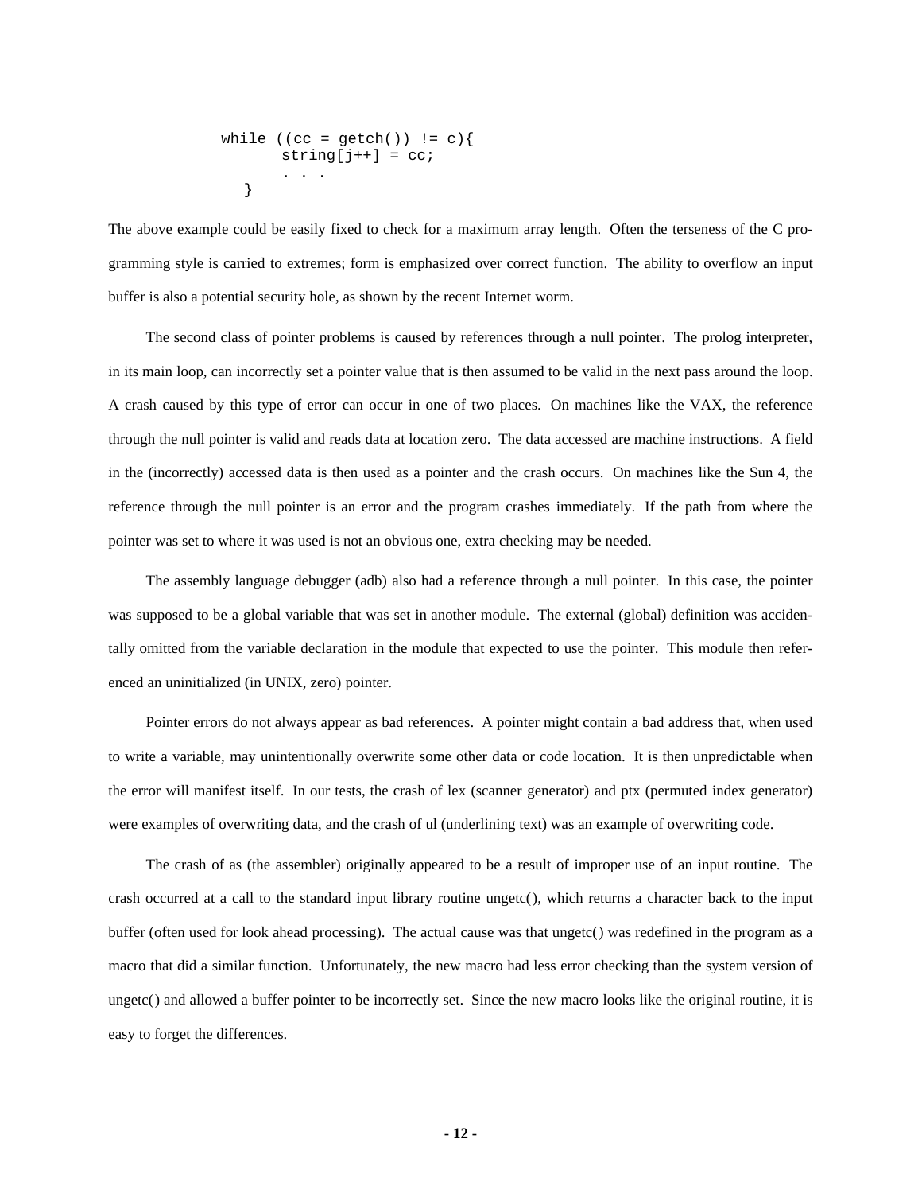```
while ((cc = getch()) != c){
       string[j++] = cc;
       . . .
   }
```

The above example could be easily fixed to check for a maximum array length. Often the terseness of the C programming style is carried to extremes; form is emphasized over correct function. The ability to overflow an input buffer is also a potential security hole, as shown by the recent Internet worm.

The second class of pointer problems is caused by references through a null pointer. The prolog interpreter, in its main loop, can incorrectly set a pointer value that is then assumed to be valid in the next pass around the loop. A crash caused by this type of error can occur in one of two places. On machines like the VAX, the reference through the null pointer is valid and reads data at location zero. The data accessed are machine instructions. A field in the (incorrectly) accessed data is then used as a pointer and the crash occurs. On machines like the Sun 4, the reference through the null pointer is an error and the program crashes immediately. If the path from where the pointer was set to where it was used is not an obvious one, extra checking may be needed.

The assembly language debugger (adb) also had a reference through a null pointer. In this case, the pointer was supposed to be a global variable that was set in another module. The external (global) definition was accidentally omitted from the variable declaration in the module that expected to use the pointer. This module then referenced an uninitialized (in UNIX, zero) pointer.

Pointer errors do not always appear as bad references. A pointer might contain a bad address that, when used to write a variable, may unintentionally overwrite some other data or code location. It is then unpredictable when the error will manifest itself. In our tests, the crash of lex (scanner generator) and ptx (permuted index generator) were examples of overwriting data, and the crash of ul (underlining text) was an example of overwriting code.

The crash of as (the assembler) originally appeared to be a result of improper use of an input routine. The crash occurred at a call to the standard input library routine ungetc(), which returns a character back to the input buffer (often used for look ahead processing). The actual cause was that ungetc() was redefined in the program as a macro that did a similar function. Unfortunately, the new macro had less error checking than the system version of ungetc() and allowed a buffer pointer to be incorrectly set. Since the new macro looks like the original routine, it is easy to forget the differences.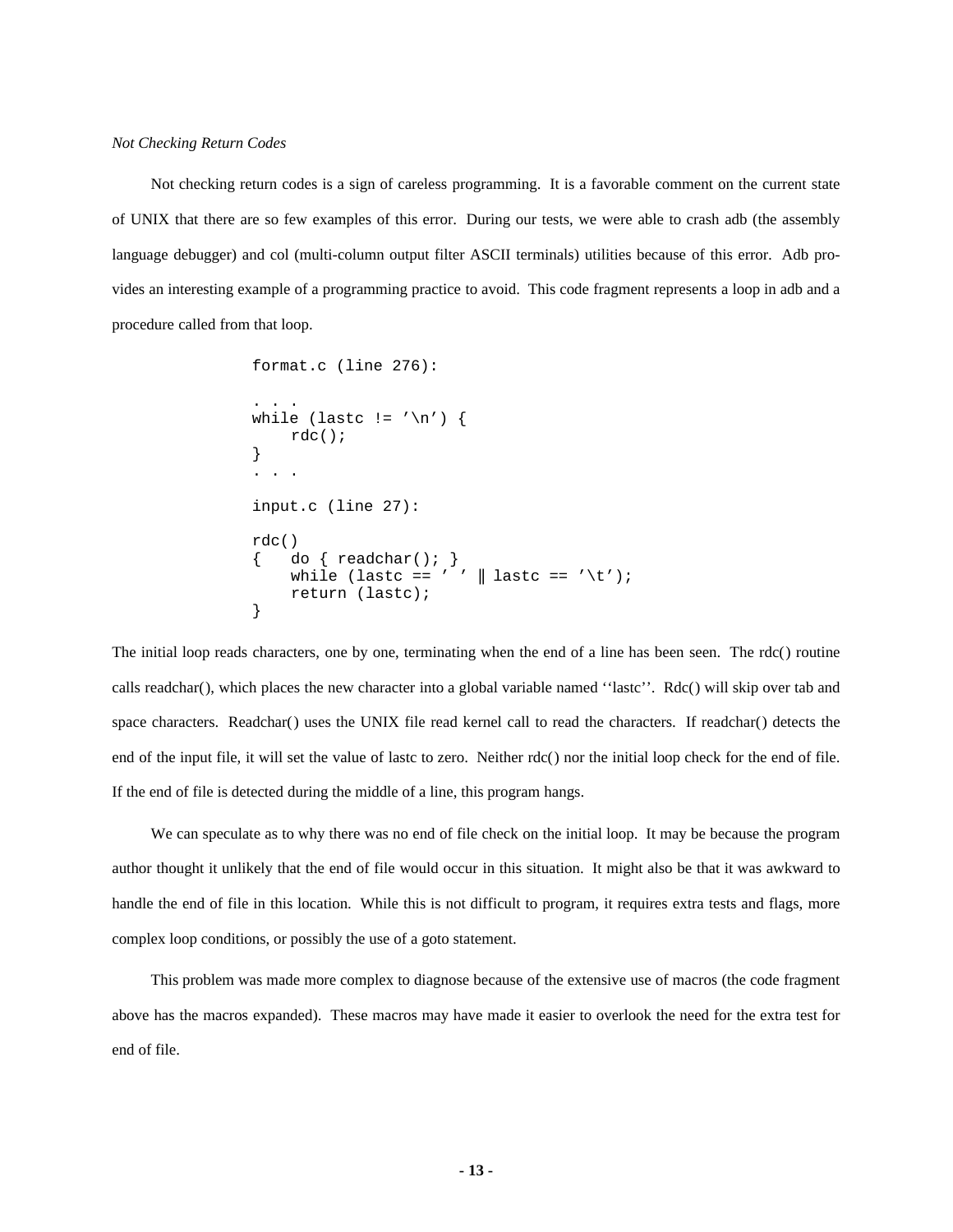*Not Checking Return Codes*

Not checking return codes is a sign of careless programming. It is a favorable comment on the current state of UNIX that there are so few examples of this error. During our tests, we were able to crash adb (the assembly language debugger) and col (multi-column output filter ASCII terminals) utilities because of this error. Adb provides an interesting example of a programming practice to avoid. This code fragment represents a loop in adb and a procedure called from that loop.

```
format.c (line 276):

. . .
while (lastc != '\n') {
    rdc();
}
. . .

input.c (line 27):

rdc()
{   do { readchar(); }
    while (lastc == ' ' || lastc == '\t');
    return (lastc);
}
```

The initial loop reads characters, one by one, terminating when the end of a line has been seen. The rdc() routine calls readchar(), which places the new character into a global variable named ''lastc''. Rdc() will skip over tab and space characters. Readchar() uses the UNIX file read kernel call to read the characters. If readchar() detects the end of the input file, it will set the value of lastc to zero. Neither rdc() nor the initial loop check for the end of file. If the end of file is detected during the middle of a line, this program hangs.

We can speculate as to why there was no end of file check on the initial loop. It may be because the program author thought it unlikely that the end of file would occur in this situation. It might also be that it was awkward to handle the end of file in this location. While this is not difficult to program, it requires extra tests and flags, more complex loop conditions, or possibly the use of a goto statement.

This problem was made more complex to diagnose because of the extensive use of macros (the code fragment above has the macros expanded). These macros may have made it easier to overlook the need for the extra test for end of file.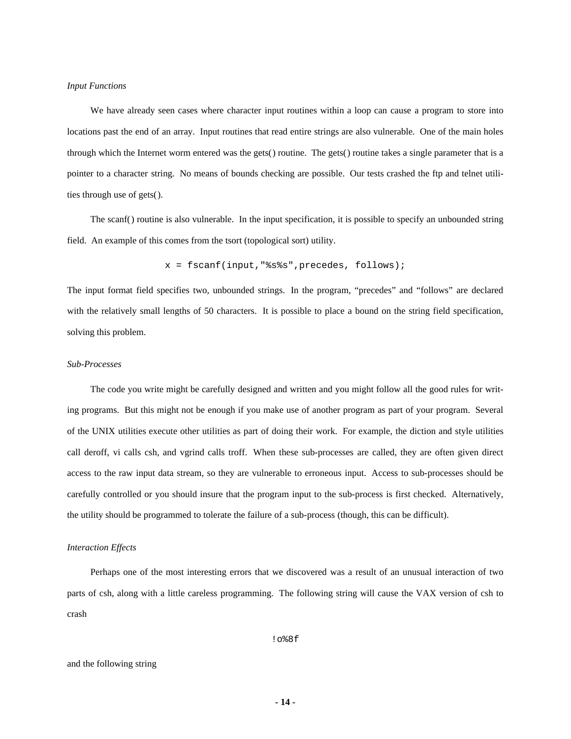*Input Functions*

We have already seen cases where character input routines within a loop can cause a program to store into locations past the end of an array. Input routines that read entire strings are also vulnerable. One of the main holes through which the Internet worm entered was the gets() routine. The gets() routine takes a single parameter that is a pointer to a character string. No means of bounds checking are possible. Our tests crashed the ftp and telnet utilities through use of gets().

The scanf() routine is also vulnerable. In the input specification, it is possible to specify an unbounded string field. An example of this comes from the tsort (topological sort) utility.

```
x = fscanf(input,"%s%s",precedes, follows);
```

The input format field specifies two, unbounded strings. In the program, "precedes" and "follows" are declared with the relatively small lengths of 50 characters. It is possible to place a bound on the string field specification, solving this problem.

*Sub-Processes*

The code you write might be carefully designed and written and you might follow all the good rules for writing programs. But this might not be enough if you make use of another program as part of your program. Several of the UNIX utilities execute other utilities as part of doing their work. For example, the diction and style utilities call deroff, vi calls csh, and vgrind calls troff. When these sub-processes are called, they are often given direct access to the raw input data stream, so they are vulnerable to erroneous input. Access to sub-processes should be carefully controlled or you should insure that the program input to the sub-process is first checked. Alternatively, the utility should be programmed to tolerate the failure of a sub-process (though, this can be difficult).

*Interaction Effects*

Perhaps one of the most interesting errors that we discovered was a result of an unusual interaction of two parts of csh, along with a little careless programming. The following string will cause the VAX version of csh to crash

```
!o%8f
```

and the following string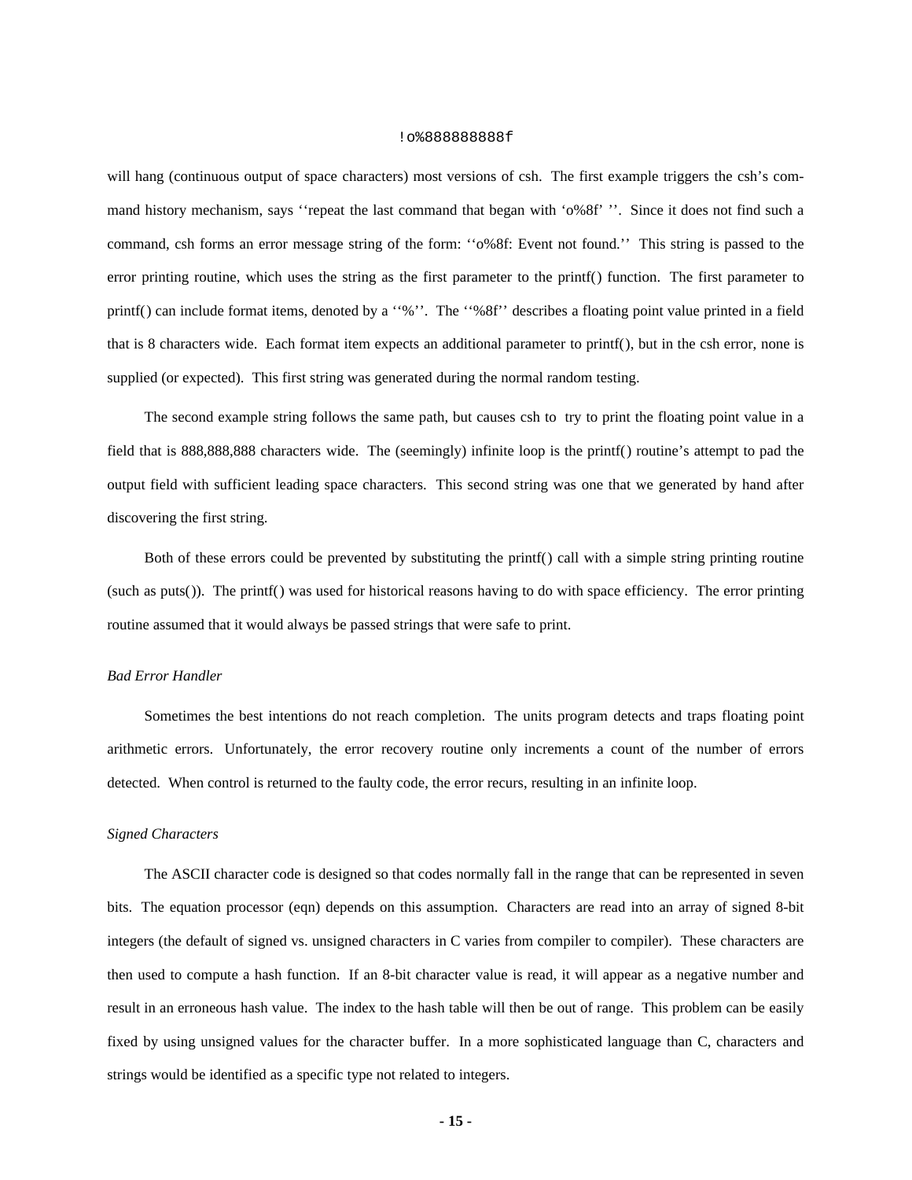```
!o%888888888f
```

will hang (continuous output of space characters) most versions of csh. The first example triggers the csh's command history mechanism, says ''repeat the last command that began with 'o%8f' ''. Since it does not find such a command, csh forms an error message string of the form: ''o%8f: Event not found.'' This string is passed to the error printing routine, which uses the string as the first parameter to the printf() function. The first parameter to printf() can include format items, denoted by a ''%''. The ''%8f'' describes a floating point value printed in a field that is 8 characters wide. Each format item expects an additional parameter to printf(), but in the csh error, none is supplied (or expected). This first string was generated during the normal random testing.

The second example string follows the same path, but causes csh to try to print the floating point value in a field that is 888,888,888 characters wide. The (seemingly) infinite loop is the printf() routine's attempt to pad the output field with sufficient leading space characters. This second string was one that we generated by hand after discovering the first string.

Both of these errors could be prevented by substituting the printf() call with a simple string printing routine (such as puts()). The printf() was used for historical reasons having to do with space efficiency. The error printing routine assumed that it would always be passed strings that were safe to print.

*Bad Error Handler*

Sometimes the best intentions do not reach completion. The units program detects and traps floating point arithmetic errors. Unfortunately, the error recovery routine only increments a count of the number of errors detected. When control is returned to the faulty code, the error recurs, resulting in an infinite loop.

*Signed Characters*

The ASCII character code is designed so that codes normally fall in the range that can be represented in seven bits. The equation processor (eqn) depends on this assumption. Characters are read into an array of signed 8-bit integers (the default of signed vs. unsigned characters in C varies from compiler to compiler). These characters are then used to compute a hash function. If an 8-bit character value is read, it will appear as a negative number and result in an erroneous hash value. The index to the hash table will then be out of range. This problem can be easily fixed by using unsigned values for the character buffer. In a more sophisticated language than C, characters and strings would be identified as a specific type not related to integers.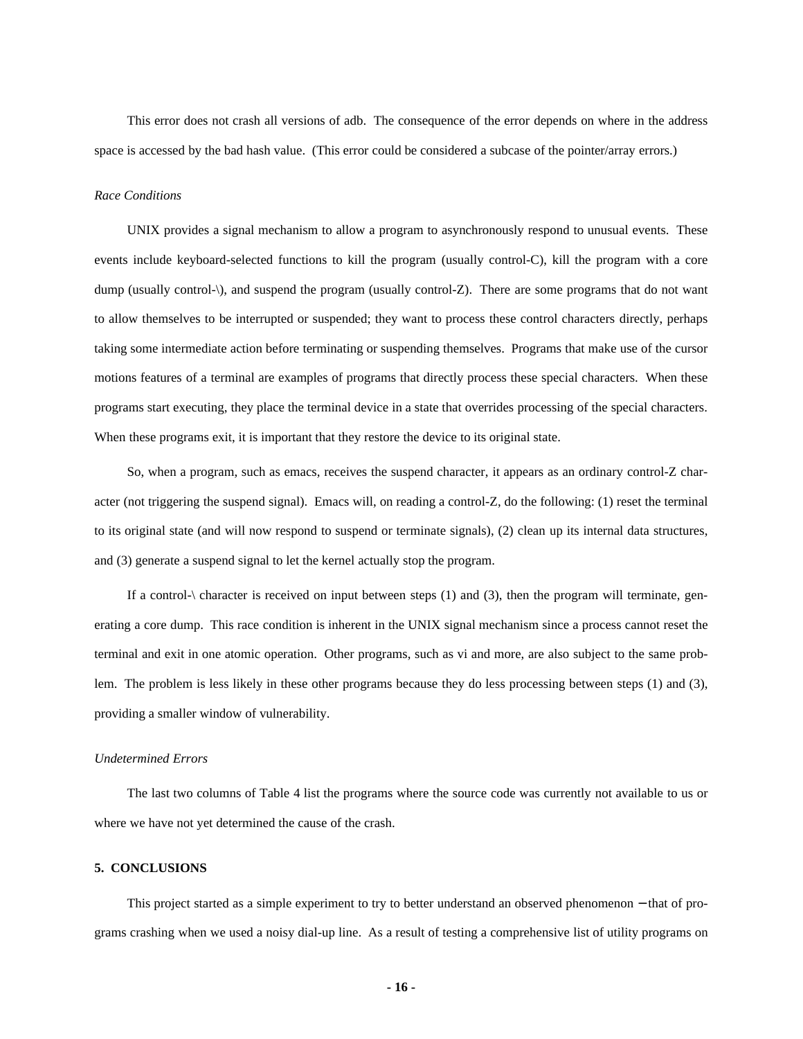This error does not crash all versions of adb. The consequence of the error depends on where in the address space is accessed by the bad hash value. (This error could be considered a subcase of the pointer/array errors.)

*Race Conditions*

UNIX provides a signal mechanism to allow a program to asynchronously respond to unusual events. These events include keyboard-selected functions to kill the program (usually control-C), kill the program with a core dump (usually control-\), and suspend the program (usually control-Z). There are some programs that do not want to allow themselves to be interrupted or suspended; they want to process these control characters directly, perhaps taking some intermediate action before terminating or suspending themselves. Programs that make use of the cursor motions features of a terminal are examples of programs that directly process these special characters. When these programs start executing, they place the terminal device in a state that overrides processing of the special characters. When these programs exit, it is important that they restore the device to its original state.

So, when a program, such as emacs, receives the suspend character, it appears as an ordinary control-Z character (not triggering the suspend signal). Emacs will, on reading a control-Z, do the following: (1) reset the terminal to its original state (and will now respond to suspend or terminate signals), (2) clean up its internal data structures, and (3) generate a suspend signal to let the kernel actually stop the program.

If a control-\ character is received on input between steps (1) and (3), then the program will terminate, generating a core dump. This race condition is inherent in the UNIX signal mechanism since a process cannot reset the terminal and exit in one atomic operation. Other programs, such as vi and more, are also subject to the same problem. The problem is less likely in these other programs because they do less processing between steps (1) and (3), providing a smaller window of vulnerability.

*Undetermined Errors*

The last two columns of Table 4 list the programs where the source code was currently not available to us or where we have not yet determined the cause of the crash.

**5. CONCLUSIONS**

This project started as a simple experiment to try to better understand an observed phenomenon − that of programs crashing when we used a noisy dial-up line. As a result of testing a comprehensive list of utility programs on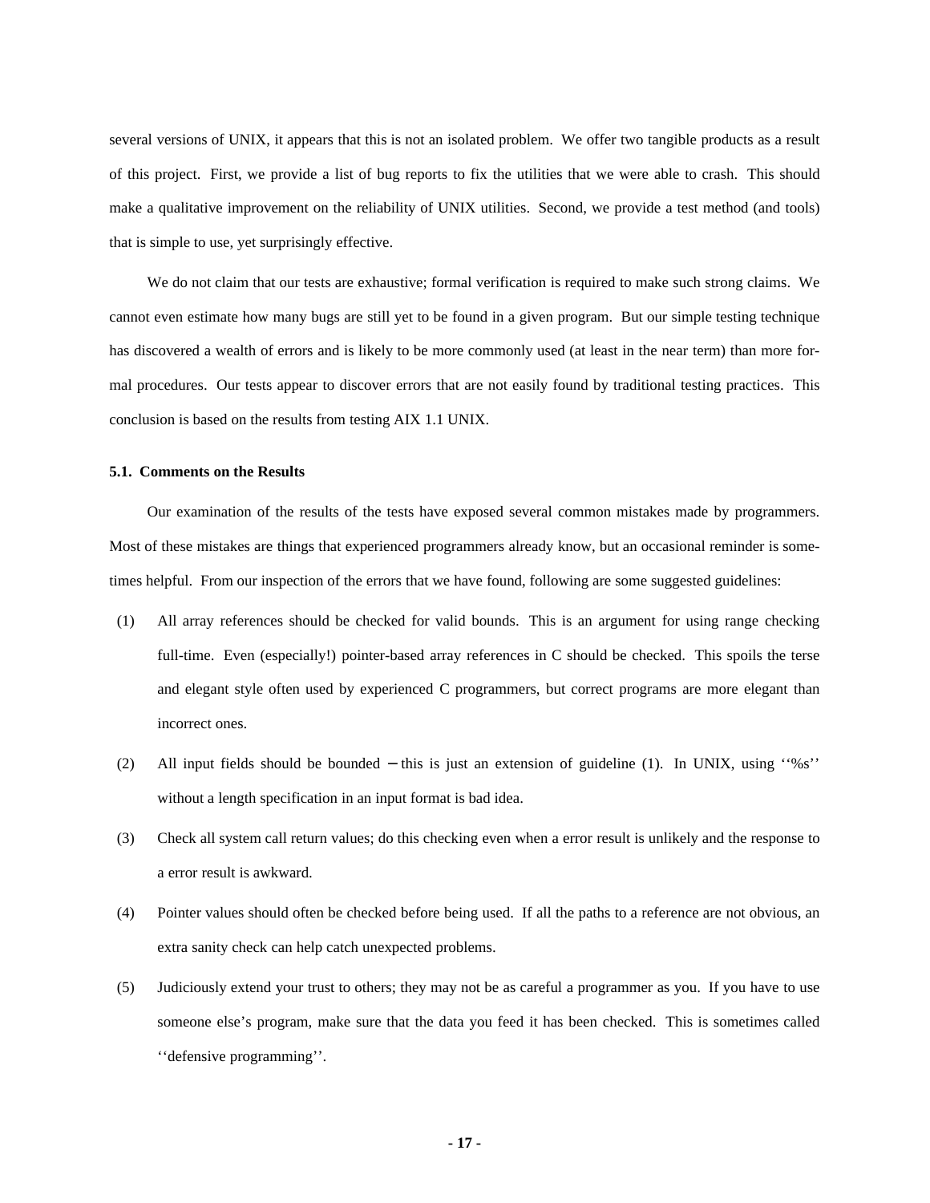several versions of UNIX, it appears that this is not an isolated problem. We offer two tangible products as a result of this project. First, we provide a list of bug reports to fix the utilities that we were able to crash. This should make a qualitative improvement on the reliability of UNIX utilities. Second, we provide a test method (and tools) that is simple to use, yet surprisingly effective.

We do not claim that our tests are exhaustive; formal verification is required to make such strong claims. We cannot even estimate how many bugs are still yet to be found in a given program. But our simple testing technique has discovered a wealth of errors and is likely to be more commonly used (at least in the near term) than more formal procedures. Our tests appear to discover errors that are not easily found by traditional testing practices. This conclusion is based on the results from testing AIX 1.1 UNIX.

### 5.1. Comments on the Results

Our examination of the results of the tests have exposed several common mistakes made by programmers. Most of these mistakes are things that experienced programmers already know, but an occasional reminder is sometimes helpful. From our inspection of the errors that we have found, following are some suggested guidelines:

(1) All array references should be checked for valid bounds. This is an argument for using range checking full-time. Even (especially!) pointer-based array references in C should be checked. This spoils the terse and elegant style often used by experienced C programmers, but correct programs are more elegant than incorrect ones.

(2) All input fields should be bounded − this is just an extension of guideline (1). In UNIX, using ‘‘%s’’ without a length specification in an input format is bad idea.

(3) Check all system call return values; do this checking even when a error result is unlikely and the response to a error result is awkward.

(4) Pointer values should often be checked before being used. If all the paths to a reference are not obvious, an extra sanity check can help catch unexpected problems.

(5) Judiciously extend your trust to others; they may not be as careful a programmer as you. If you have to use someone else’s program, make sure that the data you feed it has been checked. This is sometimes called ‘‘defensive programming’’.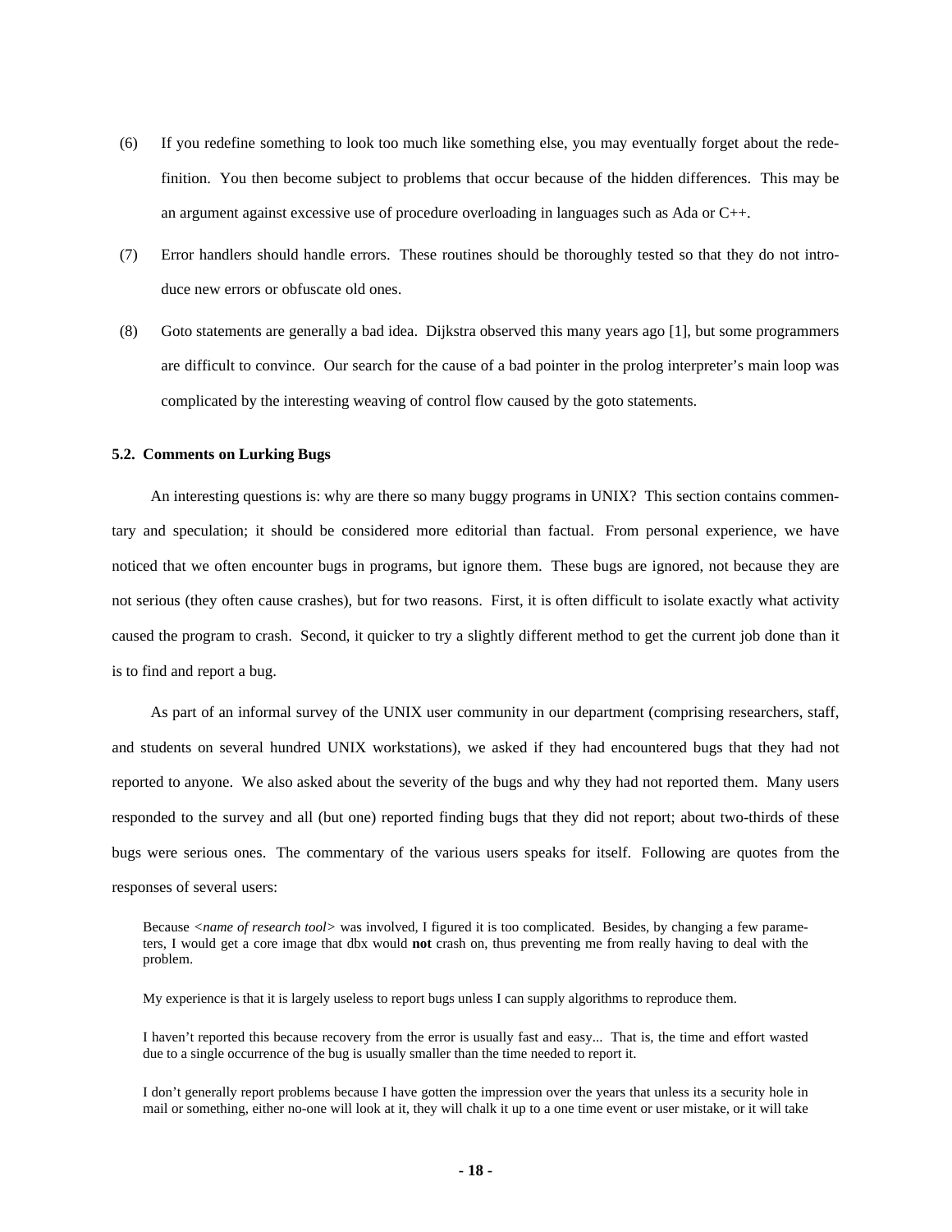(6) If you redefine something to look too much like something else, you may eventually forget about the redefinition. You then become subject to problems that occur because of the hidden differences. This may be an argument against excessive use of procedure overloading in languages such as Ada or C++.

(7) Error handlers should handle errors. These routines should be thoroughly tested so that they do not introduce new errors or obfuscate old ones.

(8) Goto statements are generally a bad idea. Dijkstra observed this many years ago [1], but some programmers are difficult to convince. Our search for the cause of a bad pointer in the prolog interpreter's main loop was complicated by the interesting weaving of control flow caused by the goto statements.

### 5.2. Comments on Lurking Bugs

An interesting questions is: why are there so many buggy programs in UNIX? This section contains commentary and speculation; it should be considered more editorial than factual. From personal experience, we have noticed that we often encounter bugs in programs, but ignore them. These bugs are ignored, not because they are not serious (they often cause crashes), but for two reasons. First, it is often difficult to isolate exactly what activity caused the program to crash. Second, it quicker to try a slightly different method to get the current job done than it is to find and report a bug.

As part of an informal survey of the UNIX user community in our department (comprising researchers, staff, and students on several hundred UNIX workstations), we asked if they had encountered bugs that they had not reported to anyone. We also asked about the severity of the bugs and why they had not reported them. Many users responded to the survey and all (but one) reported finding bugs that they did not report; about two-thirds of these bugs were serious ones. The commentary of the various users speaks for itself. Following are quotes from the responses of several users:

> Because <*name of research tool*> was involved, I figured it is too complicated. Besides, by changing a few parameters, I would get a core image that dbx would **not** crash on, thus preventing me from really having to deal with the problem.

> My experience is that it is largely useless to report bugs unless I can supply algorithms to reproduce them.

> I haven't reported this because recovery from the error is usually fast and easy... That is, the time and effort wasted due to a single occurrence of the bug is usually smaller than the time needed to report it.

> I don't generally report problems because I have gotten the impression over the years that unless its a security hole in mail or something, either no-one will look at it, they will chalk it up to a one time event or user mistake, or it will take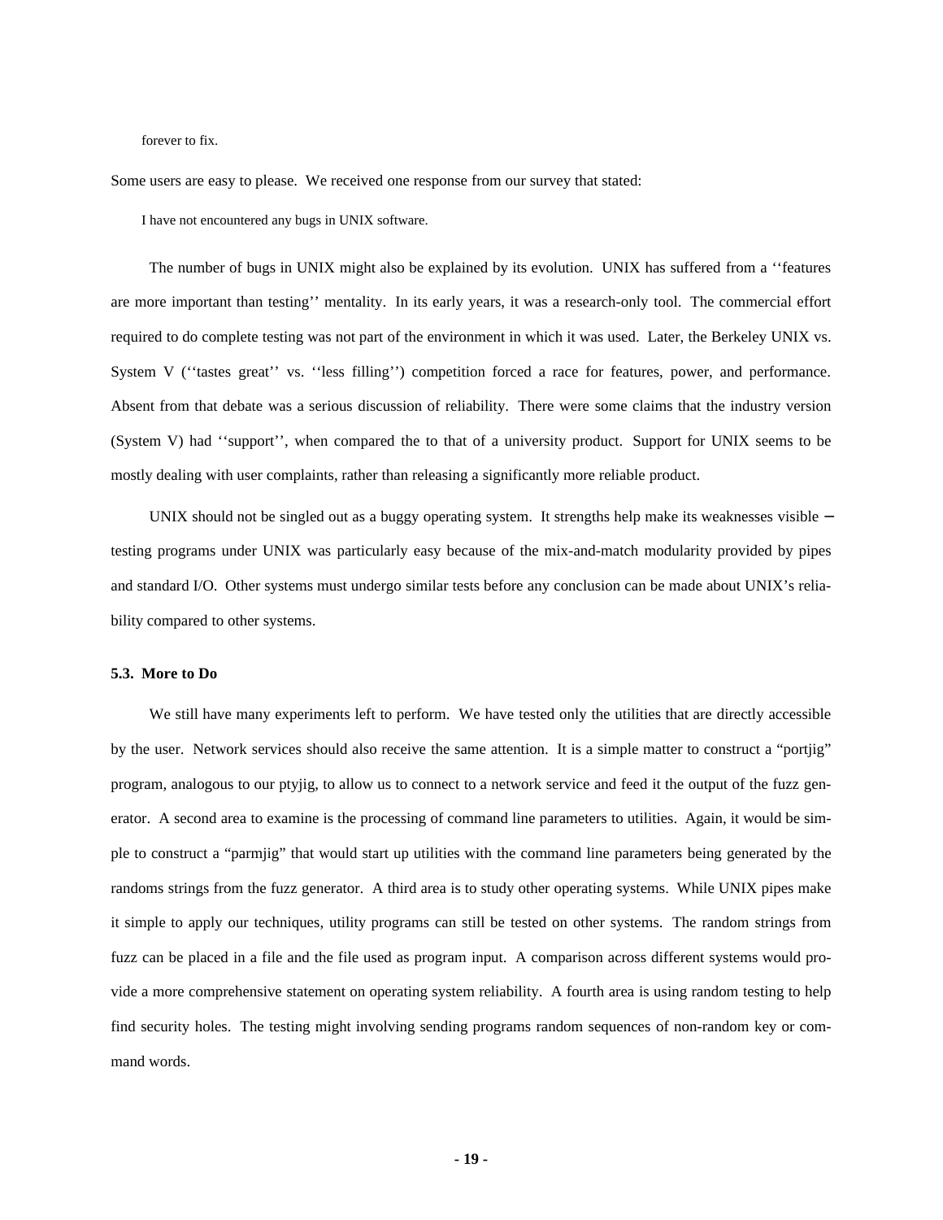forever to fix.

Some users are easy to please. We received one response from our survey that stated:

> I have not encountered any bugs in UNIX software.

The number of bugs in UNIX might also be explained by its evolution. UNIX has suffered from a ''features are more important than testing'' mentality. In its early years, it was a research-only tool. The commercial effort required to do complete testing was not part of the environment in which it was used. Later, the Berkeley UNIX vs. System V (''tastes great'' vs. ''less filling'') competition forced a race for features, power, and performance. Absent from that debate was a serious discussion of reliability. There were some claims that the industry version (System V) had ''support'', when compared the to that of a university product. Support for UNIX seems to be mostly dealing with user complaints, rather than releasing a significantly more reliable product.

UNIX should not be singled out as a buggy operating system. It strengths help make its weaknesses visible − testing programs under UNIX was particularly easy because of the mix-and-match modularity provided by pipes and standard I/O. Other systems must undergo similar tests before any conclusion can be made about UNIX's reliability compared to other systems.

### 5.3. More to Do

We still have many experiments left to perform. We have tested only the utilities that are directly accessible by the user. Network services should also receive the same attention. It is a simple matter to construct a "portjig" program, analogous to our ptyjig, to allow us to connect to a network service and feed it the output of the fuzz generator. A second area to examine is the processing of command line parameters to utilities. Again, it would be simple to construct a "parmjig" that would start up utilities with the command line parameters being generated by the randoms strings from the fuzz generator. A third area is to study other operating systems. While UNIX pipes make it simple to apply our techniques, utility programs can still be tested on other systems. The random strings from fuzz can be placed in a file and the file used as program input. A comparison across different systems would provide a more comprehensive statement on operating system reliability. A fourth area is using random testing to help find security holes. The testing might involving sending programs random sequences of non-random key or command words.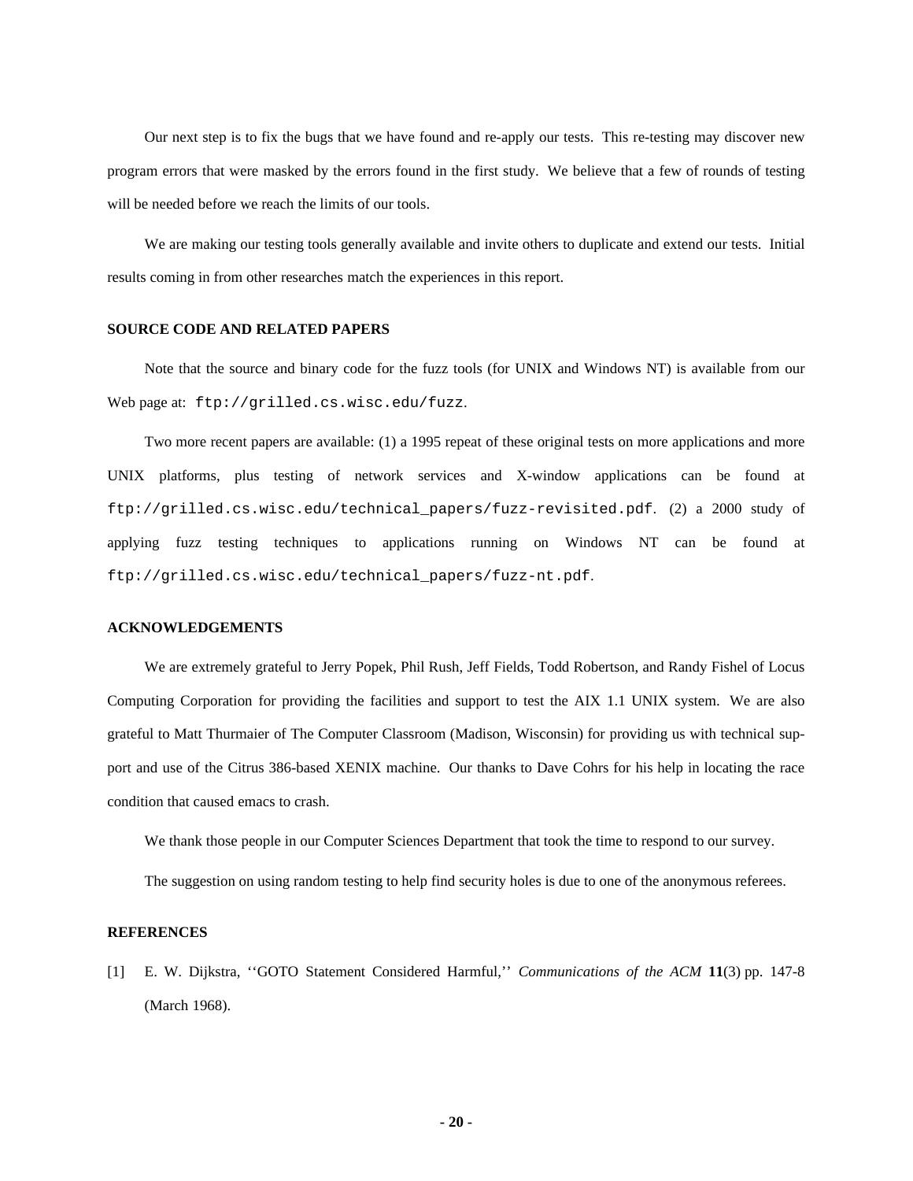Our next step is to fix the bugs that we have found and re-apply our tests. This re-testing may discover new program errors that were masked by the errors found in the first study. We believe that a few of rounds of testing will be needed before we reach the limits of our tools.

We are making our testing tools generally available and invite others to duplicate and extend our tests. Initial results coming in from other researches match the experiences in this report.

### SOURCE CODE AND RELATED PAPERS

Note that the source and binary code for the fuzz tools (for UNIX and Windows NT) is available from our Web page at: `ftp://grilled.cs.wisc.edu/fuzz`.

Two more recent papers are available: (1) a 1995 repeat of these original tests on more applications and more UNIX platforms, plus testing of network services and X-window applications can be found at `ftp://grilled.cs.wisc.edu/technical_papers/fuzz-revisited.pdf`. (2) a 2000 study of applying fuzz testing techniques to applications running on Windows NT can be found at `ftp://grilled.cs.wisc.edu/technical_papers/fuzz-nt.pdf`.

### ACKNOWLEDGEMENTS

We are extremely grateful to Jerry Popek, Phil Rush, Jeff Fields, Todd Robertson, and Randy Fishel of Locus Computing Corporation for providing the facilities and support to test the AIX 1.1 UNIX system. We are also grateful to Matt Thurmaier of The Computer Classroom (Madison, Wisconsin) for providing us with technical support and use of the Citrus 386-based XENIX machine. Our thanks to Dave Cohrs for his help in locating the race condition that caused emacs to crash.

We thank those people in our Computer Sciences Department that took the time to respond to our survey.

The suggestion on using random testing to help find security holes is due to one of the anonymous referees.

### REFERENCES

[1] E. W. Dijkstra, ''GOTO Statement Considered Harmful,'' *Communications of the ACM* **11**(3) pp. 147-8 (March 1968).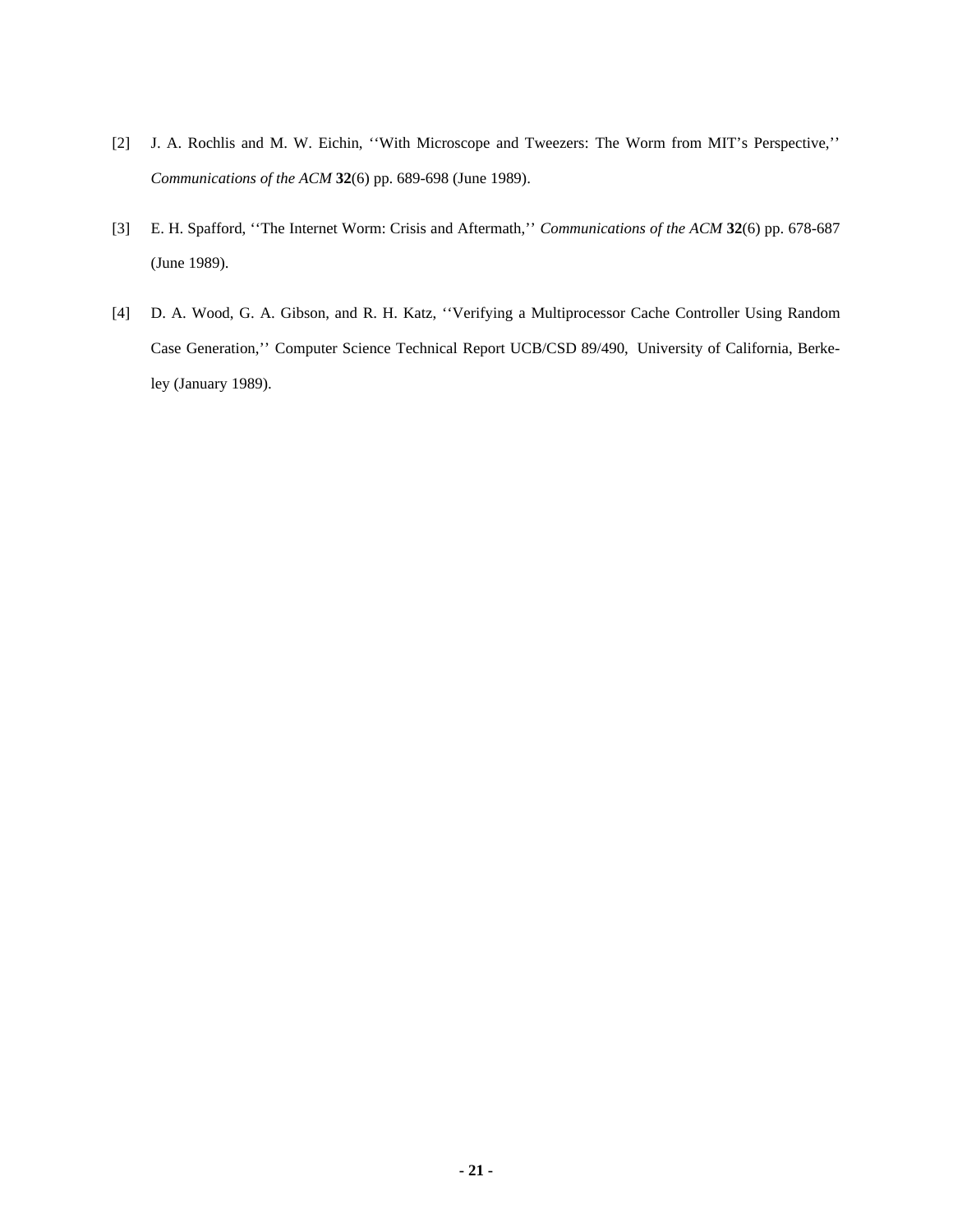[2] J. A. Rochlis and M. W. Eichin, ''With Microscope and Tweezers: The Worm from MIT's Perspective,'' *Communications of the ACM* **32**(6) pp. 689-698 (June 1989).

[3] E. H. Spafford, ''The Internet Worm: Crisis and Aftermath,'' *Communications of the ACM* **32**(6) pp. 678-687 (June 1989).

[4] D. A. Wood, G. A. Gibson, and R. H. Katz, ''Verifying a Multiprocessor Cache Controller Using Random Case Generation,'' Computer Science Technical Report UCB/CSD 89/490, University of California, Berkeley (January 1989).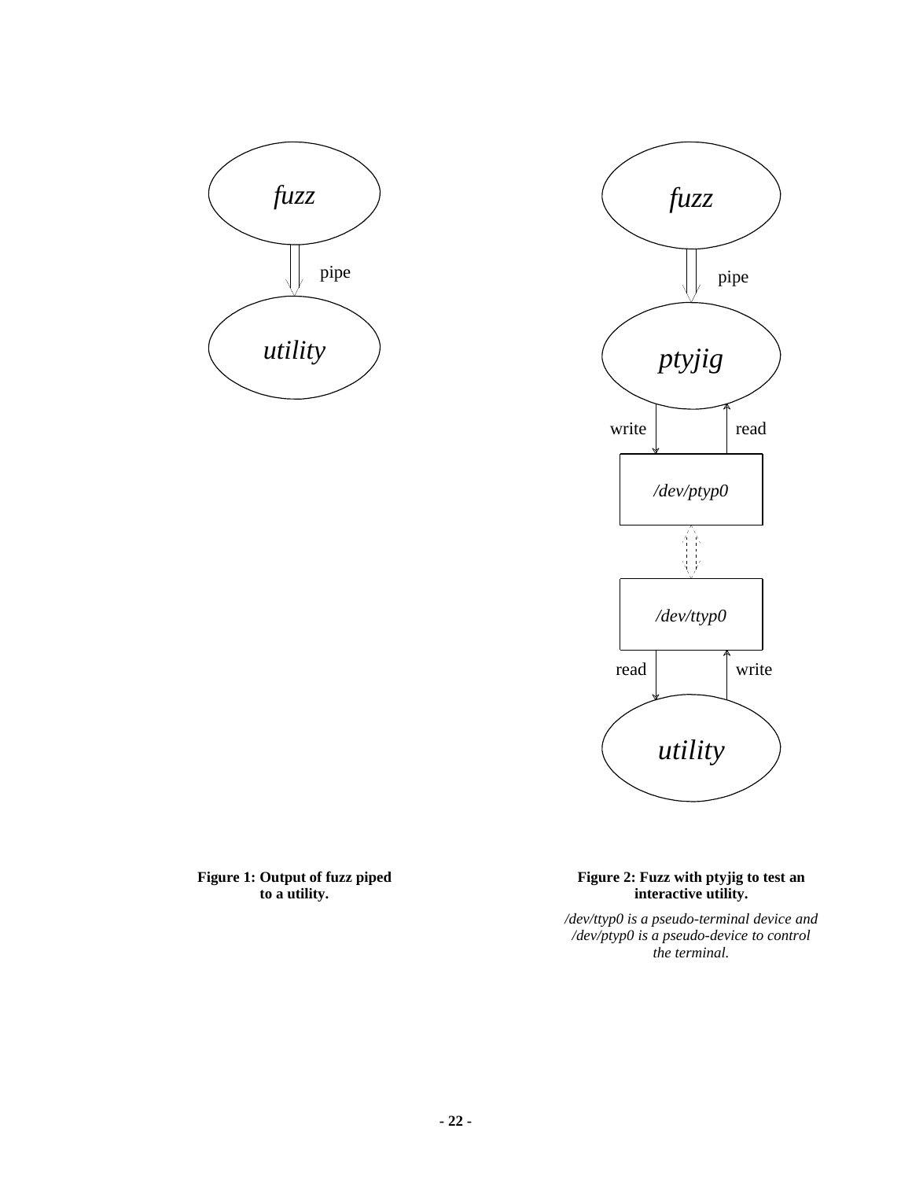fuzz

pipe

utility

fuzz

pipe

ptyjig

write

read

/dev/ptyp0

/dev/ttyp0

read

write

utility

**Figure 1: Output of fuzz piped to a utility.**

**Figure 2: Fuzz with ptyjig to test an interactive utility.**

*/dev/ttyp0 is a pseudo-terminal device and /dev/ptyp0 is a pseudo-device to control the terminal.*